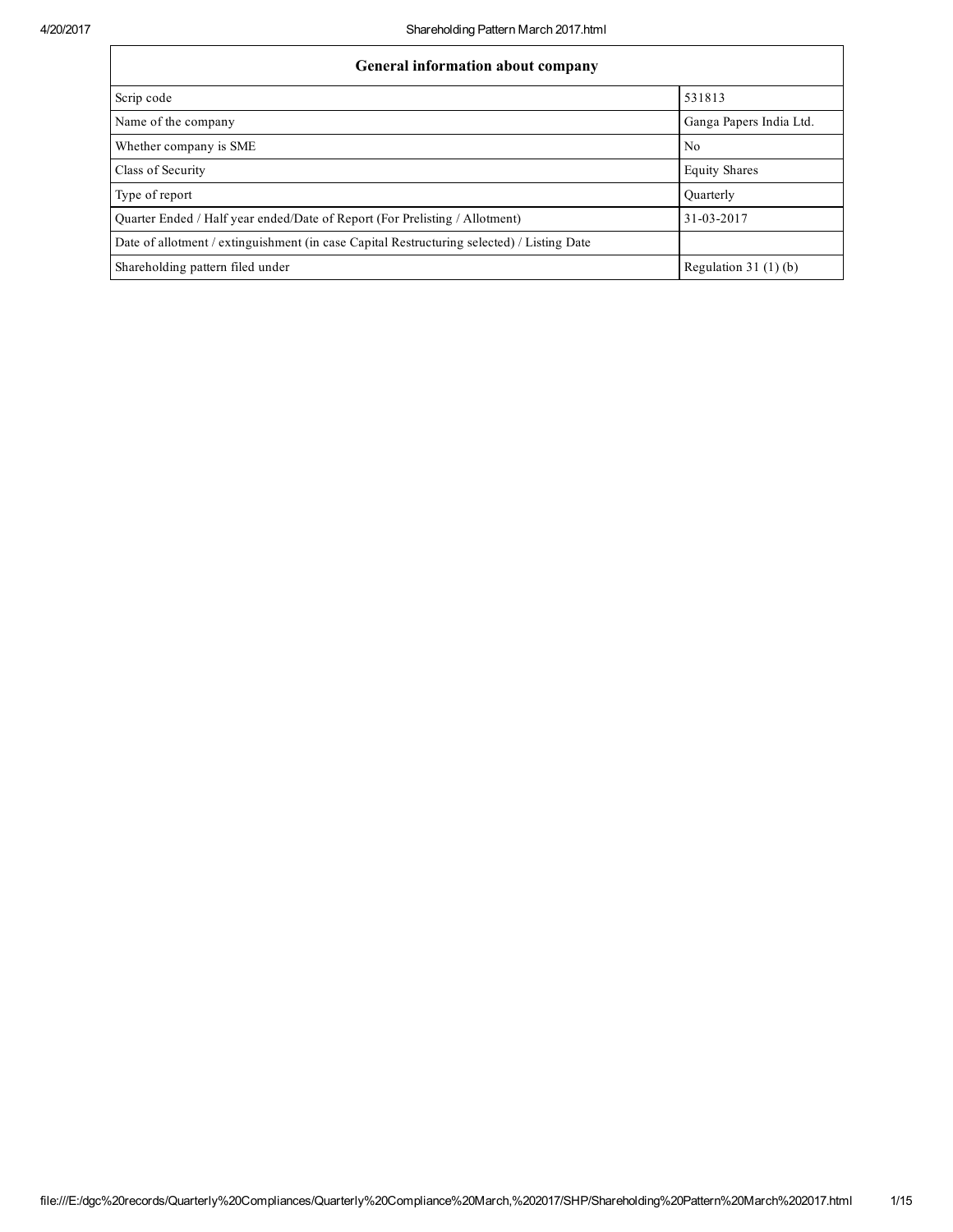| General information about company | |
| --- | --- |
| Scrip code | 531813 |
| Name of the company | Ganga Papers India Ltd. |
| Whether company is SME | No |
| Class of Security | Equity Shares |
| Type of report | Quarterly |
| Quarter Ended / Half year ended/Date of Report (For Prelisting / Allotment) | 31-03-2017 |
| Date of allotment / extinguishment (in case Capital Restructuring selected) / Listing Date | |
| Shareholding pattern filed under | Regulation 31 (1) (b) |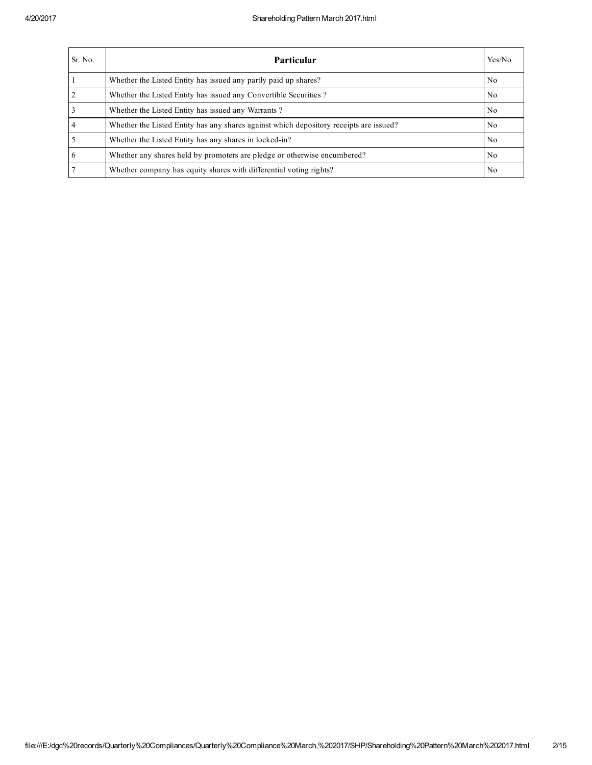| Sr. No. | Particular | Yes/No |
|---|---|---|
| 1 | Whether the Listed Entity has issued any partly paid up shares? | No |
| 2 | Whether the Listed Entity has issued any Convertible Securities ? | No |
| 3 | Whether the Listed Entity has issued any Warrants ? | No |
| 4 | Whether the Listed Entity has any shares against which depository receipts are issued? | No |
| 5 | Whether the Listed Entity has any shares in locked-in? | No |
| 6 | Whether any shares held by promoters are pledge or otherwise encumbered? | No |
| 7 | Whether company has equity shares with differential voting rights? | No |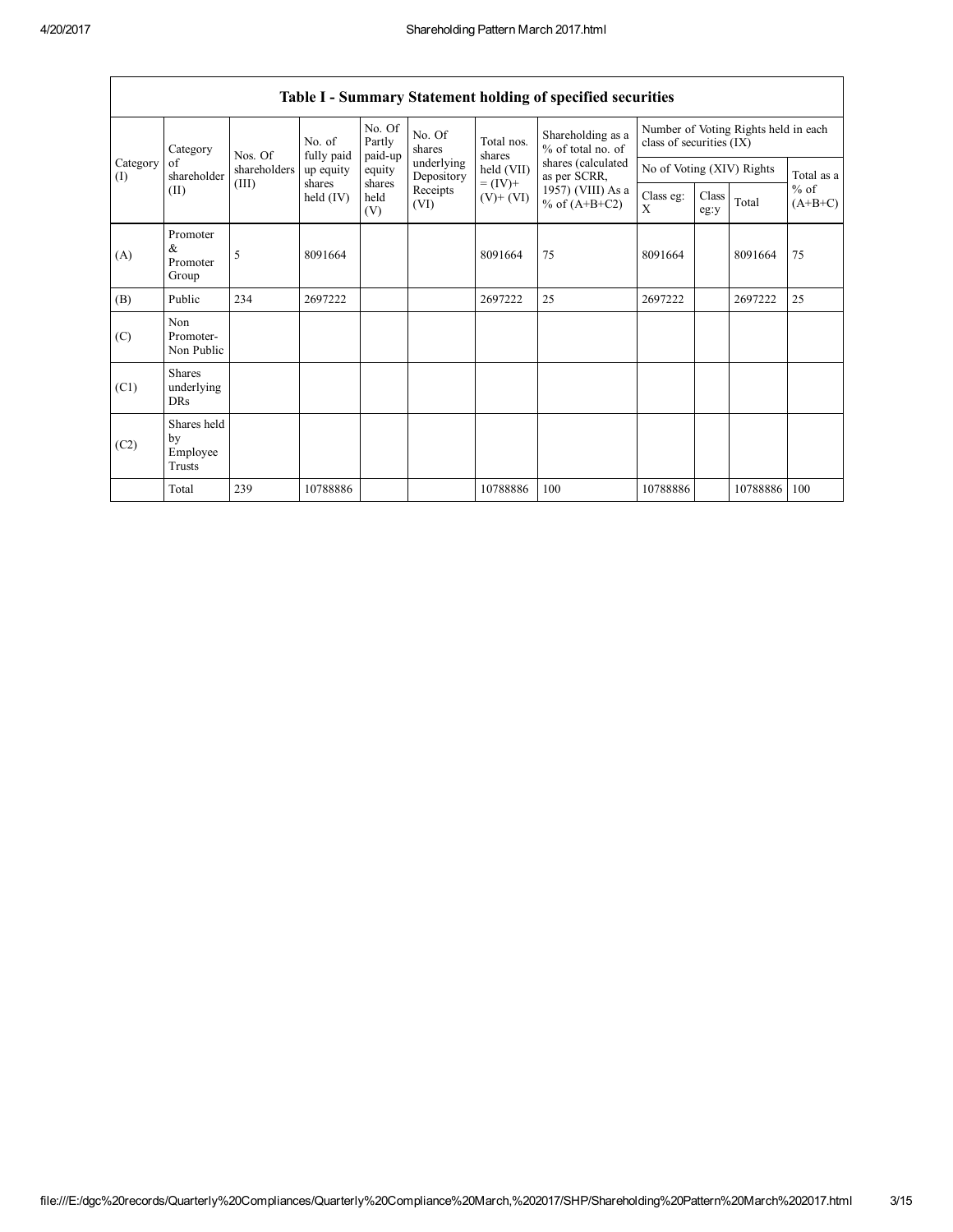## Table I - Summary Statement holding of specified securities

| Category (I) | Category of shareholder (II) | Nos. Of shareholders (III) | No. of fully paid up equity shares held (IV) | No. Of Partly paid-up equity shares held (V) | No. Of shares underlying Depository Receipts (VI) | Total nos. shares held (VII) = (IV)+ (V)+ (VI) | Shareholding as a % of total no. of shares (calculated as per SCRR, 1957) (VIII) As a % of (A+B+C2) | Number of Voting Rights held in each class of securities (IX) | | | |
|---|---|---|---|---|---|---|---|---|---|---|---|
| | | | | | | | | No of Voting (XIV) Rights | | | Total as a % of (A+B+C) |
| | | | | | | | | Class eg: X | Class eg:y | Total | |
| (A) | Promoter & Promoter Group | 5 | 8091664 | | | 8091664 | 75 | 8091664 | | 8091664 | 75 |
| (B) | Public | 234 | 2697222 | | | 2697222 | 25 | 2697222 | | 2697222 | 25 |
| (C) | Non Promoter- Non Public | | | | | | | | | | |
| (C1) | Shares underlying DRs | | | | | | | | | | |
| (C2) | Shares held by Employee Trusts | | | | | | | | | | |
| | Total | 239 | 10788886 | | | 10788886 | 100 | 10788886 | | 10788886 | 100 |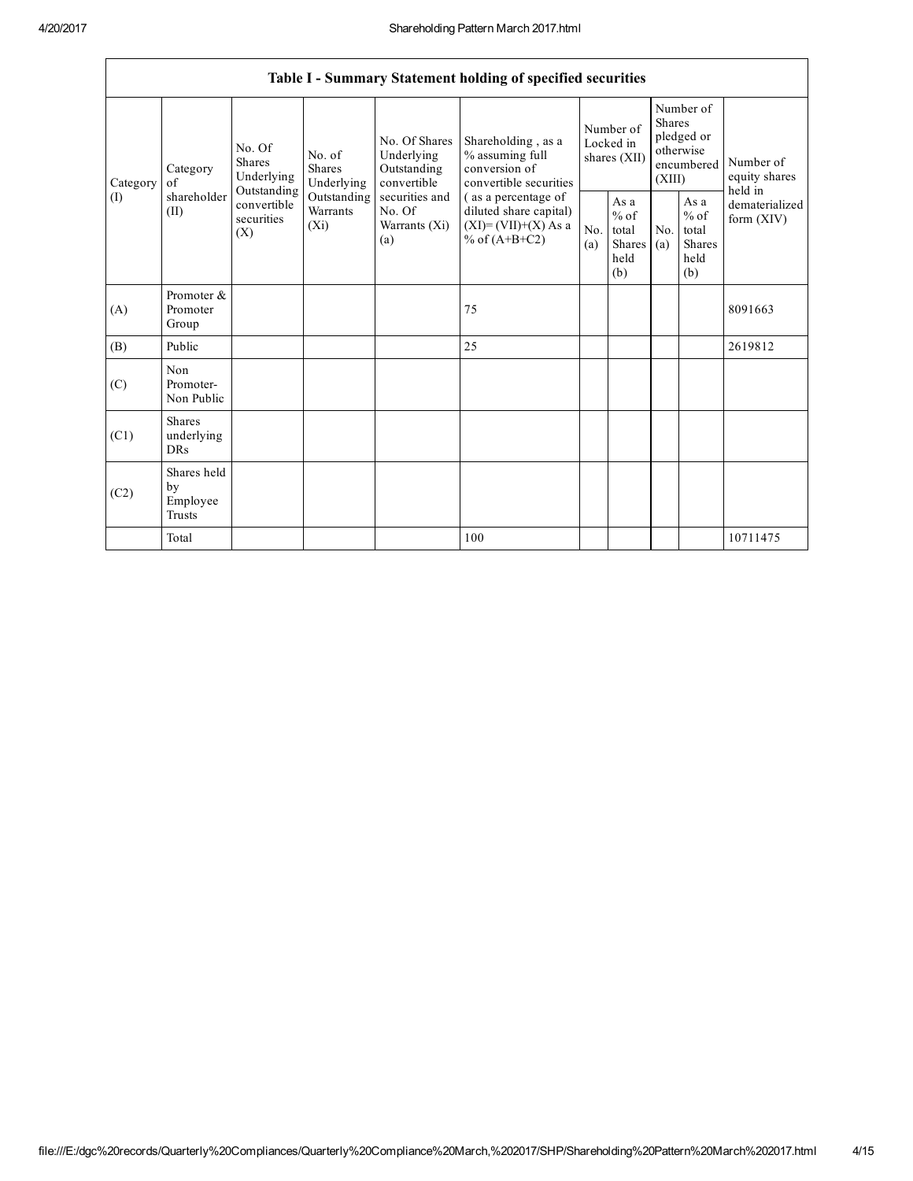| Table I - Summary Statement holding of specified securities | | | | | | | | | | | |
|---|---|---|---|---|---|---|---|---|---|---|---|
| Category (I) | Category of shareholder (II) | No. Of Shares Underlying Outstanding convertible securities (X) | No. of Shares Underlying Outstanding Warrants (Xi) | No. Of Shares Underlying Outstanding convertible securities and No. Of Warrants (Xi) (a) | Shareholding , as a % assuming full conversion of convertible securities ( as a percentage of diluted share capital) (XI)= (VII)+(X) As a % of (A+B+C2) | Number of Locked in shares (XII) | | Number of Shares pledged or otherwise encumbered (XIII) | | Number of equity shares held in dematerialized form (XIV) |
| | | | | | | No. (a) | As a % of total Shares held (b) | No. (a) | As a % of total Shares held (b) | |
| (A) | Promoter & Promoter Group | | | | 75 | | | | | 8091663 |
| (B) | Public | | | | 25 | | | | | 2619812 |
| (C) | Non Promoter- Non Public | | | | | | | | | |
| (C1) | Shares underlying DRs | | | | | | | | | |
| (C2) | Shares held by Employee Trusts | | | | | | | | | |
| | Total | | | | 100 | | | | | 10711475 |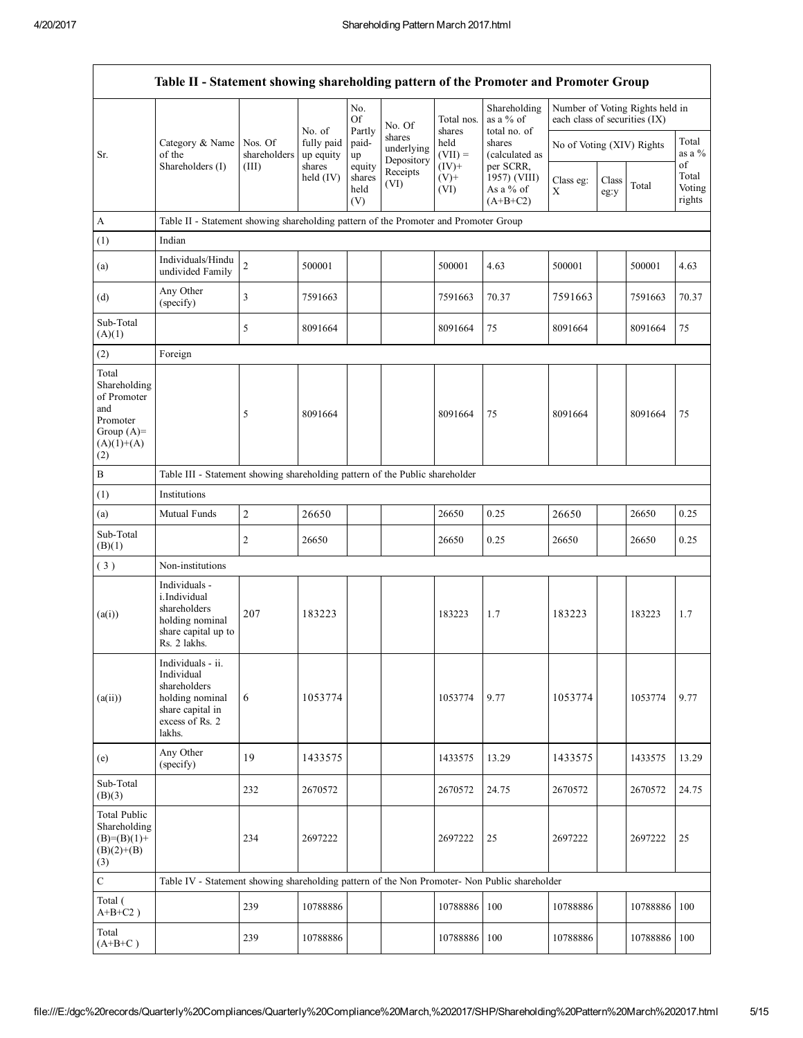| Table II - Statement showing shareholding pattern of the Promoter and Promoter Group | | | | | | | | | | | |
|---|---|---|---|---|---|---|---|---|---|---|---|
| Sr. | Category & Name of the Shareholders (I) | Nos. Of shareholders (III) | No. of fully paid up equity shares held (IV) | No. Of Partly paid-up equity shares held (V) | No. Of shares underlying Depository Receipts (VI) | Total nos. shares held (VII) = (IV)+ (V)+ (VI) | Shareholding as a % of total no. of shares (calculated as per SCRR, 1957) (VIII) As a % of (A+B+C2) | Number of Voting Rights held in each class of securities (IX) | | | |
| | | | | | | | | No of Voting (XIV) Rights | | | Total as a % of Total Voting rights |
| | | | | | | | | Class eg: X | Class eg:y | Total | |
| A | Table II - Statement showing shareholding pattern of the Promoter and Promoter Group | | | | | | | | | | |
| (1) | Indian | | | | | | | | | | |
| (a) | Individuals/Hindu undivided Family | 2 | 500001 | | | 500001 | 4.63 | 500001 | | 500001 | 4.63 |
| (d) | Any Other (specify) | 3 | 7591663 | | | 7591663 | 70.37 | 7591663 | | 7591663 | 70.37 |
| Sub-Total (A)(1) | | 5 | 8091664 | | | 8091664 | 75 | 8091664 | | 8091664 | 75 |
| (2) | Foreign | | | | | | | | | | |
| Total Shareholding of Promoter and Promoter Group (A)= (A)(1)+(A)(2) | | 5 | 8091664 | | | 8091664 | 75 | 8091664 | | 8091664 | 75 |
| B | Table III - Statement showing shareholding pattern of the Public shareholder | | | | | | | | | | |
| (1) | Institutions | | | | | | | | | | |
| (a) | Mutual Funds | 2 | 26650 | | | 26650 | 0.25 | 26650 | | 26650 | 0.25 |
| Sub-Total (B)(1) | | 2 | 26650 | | | 26650 | 0.25 | 26650 | | 26650 | 0.25 |
| ( 3 ) | Non-institutions | | | | | | | | | | |
| (a(i)) | Individuals - i.Individual shareholders holding nominal share capital up to Rs. 2 lakhs. | 207 | 183223 | | | 183223 | 1.7 | 183223 | | 183223 | 1.7 |
| (a(ii)) | Individuals - ii. Individual shareholders holding nominal share capital in excess of Rs. 2 lakhs. | 6 | 1053774 | | | 1053774 | 9.77 | 1053774 | | 1053774 | 9.77 |
| (e) | Any Other (specify) | 19 | 1433575 | | | 1433575 | 13.29 | 1433575 | | 1433575 | 13.29 |
| Sub-Total (B)(3) | | 232 | 2670572 | | | 2670572 | 24.75 | 2670572 | | 2670572 | 24.75 |
| Total Public Shareholding (B)=(B)(1)+(B)(2)+(B)(3) | | 234 | 2697222 | | | 2697222 | 25 | 2697222 | | 2697222 | 25 |
| C | Table IV - Statement showing shareholding pattern of the Non Promoter- Non Public shareholder | | | | | | | | | | |
| Total ( A+B+C2 ) | | 239 | 10788886 | | | 10788886 | 100 | 10788886 | | 10788886 | 100 |
| Total (A+B+C ) | | 239 | 10788886 | | | 10788886 | 100 | 10788886 | | 10788886 | 100 |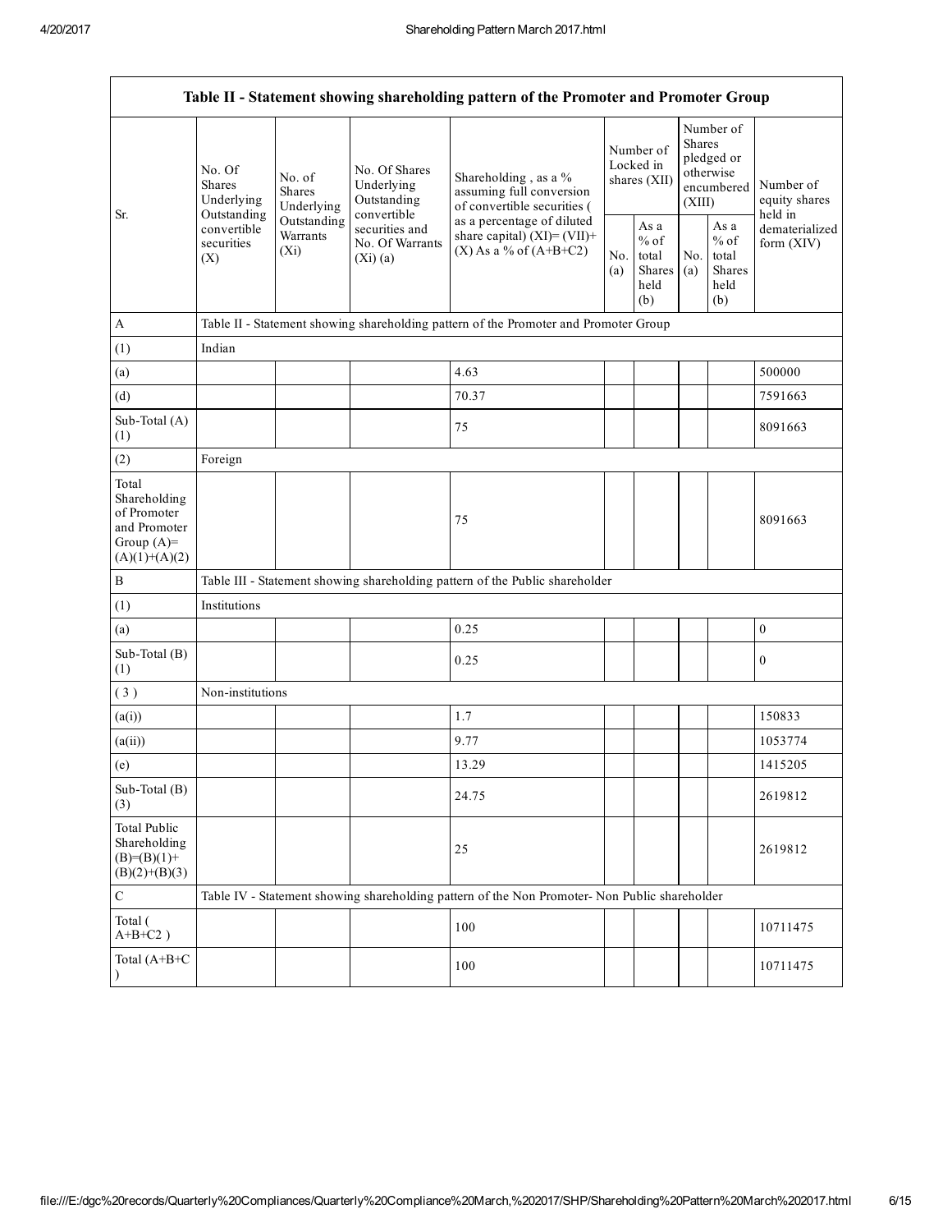| Table II - Statement showing shareholding pattern of the Promoter and Promoter Group | | | | | | | | | | |
|---|---|---|---|---|---|---|---|---|---|---|
| Sr. | No. Of Shares Underlying Outstanding convertible securities (X) | No. of Shares Underlying Outstanding Warrants (Xi) | No. Of Shares Underlying Outstanding convertible securities and No. Of Warrants (Xi) (a) | Shareholding , as a % assuming full conversion of convertible securities ( as a percentage of diluted share capital) (XI)= (VII)+(X) As a % of (A+B+C2) | Number of Locked in shares (XII) | | Number of Shares pledged or otherwise encumbered (XIII) | | Number of equity shares held in dematerialized form (XIV) |
| | | | | | No. (a) | As a % of total Shares held (b) | No. (a) | As a % of total Shares held (b) | |
| A | Table II - Statement showing shareholding pattern of the Promoter and Promoter Group | | | | | | | | |
| (1) | Indian | | | | | | | | |
| (a) | | | | 4.63 | | | | | 500000 |
| (d) | | | | 70.37 | | | | | 7591663 |
| Sub-Total (A) (1) | | | | 75 | | | | | 8091663 |
| (2) | Foreign | | | | | | | | |
| Total Shareholding of Promoter and Promoter Group (A)=(A)(1)+(A)(2) | | | | 75 | | | | | 8091663 |
| B | Table III - Statement showing shareholding pattern of the Public shareholder | | | | | | | | |
| (1) | Institutions | | | | | | | | |
| (a) | | | | 0.25 | | | | | 0 |
| Sub-Total (B) (1) | | | | 0.25 | | | | | 0 |
| ( 3 ) | Non-institutions | | | | | | | | |
| (a(i)) | | | | 1.7 | | | | | 150833 |
| (a(ii)) | | | | 9.77 | | | | | 1053774 |
| (e) | | | | 13.29 | | | | | 1415205 |
| Sub-Total (B) (3) | | | | 24.75 | | | | | 2619812 |
| Total Public Shareholding (B)=(B)(1)+(B)(2)+(B)(3) | | | | 25 | | | | | 2619812 |
| C | Table IV - Statement showing shareholding pattern of the Non Promoter- Non Public shareholder | | | | | | | | |
| Total ( A+B+C2 ) | | | | 100 | | | | | 10711475 |
| Total (A+B+C ) | | | | 100 | | | | | 10711475 |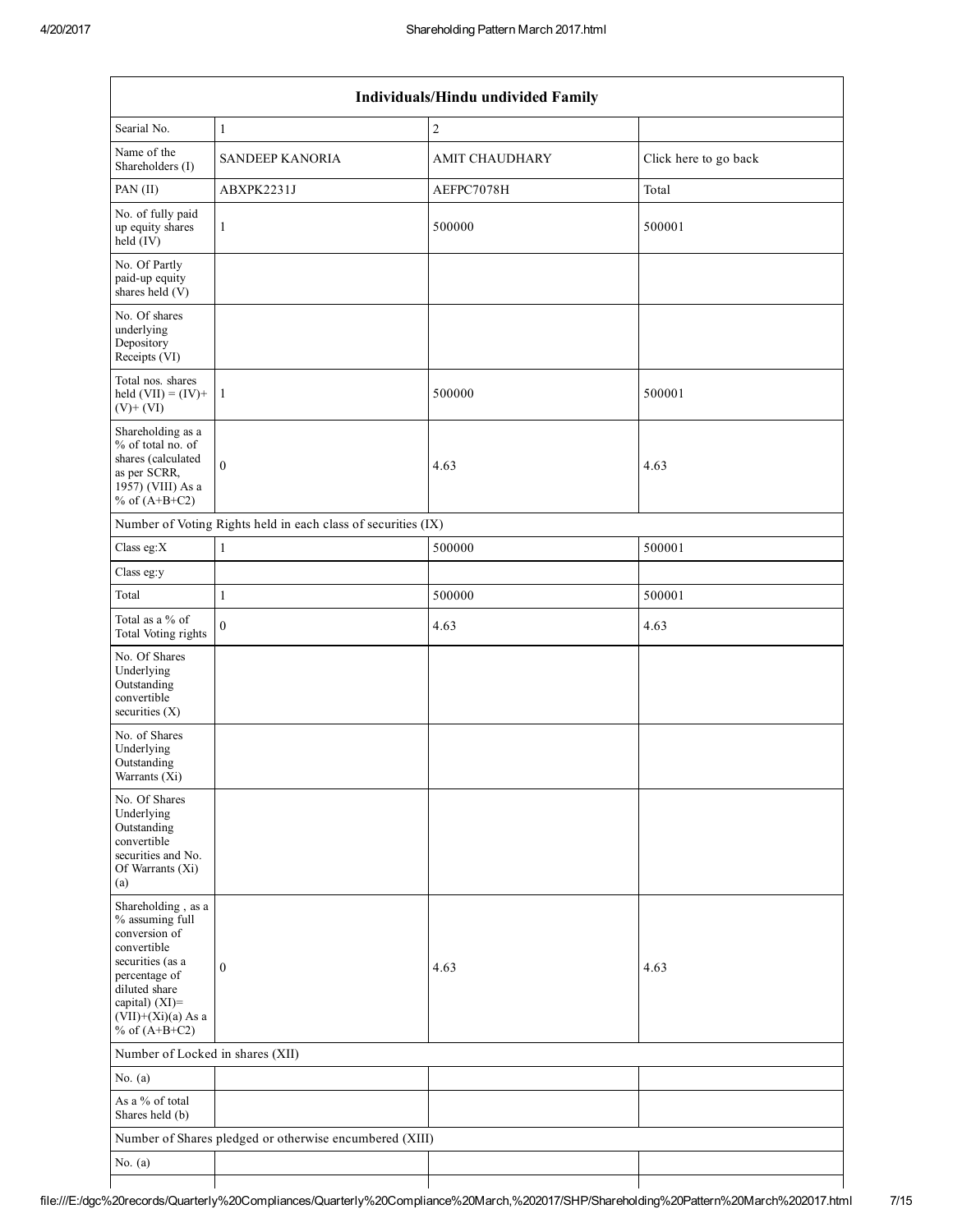| Individuals/Hindu undivided Family | | | |
|---|---|---|---|
| Searial No. | 1 | 2 | |
| Name of the Shareholders (I) | SANDEEP KANORIA | AMIT CHAUDHARY | Click here to go back |
| PAN (II) | ABXPK2231J | AEFPC7078H | Total |
| No. of fully paid up equity shares held (IV) | 1 | 500000 | 500001 |
| No. Of Partly paid-up equity shares held (V) | | | |
| No. Of shares underlying Depository Receipts (VI) | | | |
| Total nos. shares held (VII) = (IV)+ (V)+ (VI) | 1 | 500000 | 500001 |
| Shareholding as a % of total no. of shares (calculated as per SCRR, 1957) (VIII) As a % of (A+B+C2) | 0 | 4.63 | 4.63 |
| Number of Voting Rights held in each class of securities (IX) | | | |
| Class eg:X | 1 | 500000 | 500001 |
| Class eg:y | | | |
| Total | 1 | 500000 | 500001 |
| Total as a % of Total Voting rights | 0 | 4.63 | 4.63 |
| No. Of Shares Underlying Outstanding convertible securities (X) | | | |
| No. of Shares Underlying Outstanding Warrants (Xi) | | | |
| No. Of Shares Underlying Outstanding convertible securities and No. Of Warrants (Xi) (a) | | | |
| Shareholding , as a % assuming full conversion of convertible securities (as a percentage of diluted share capital) (XI)= (VII)+(Xi)(a) As a % of (A+B+C2) | 0 | 4.63 | 4.63 |
| Number of Locked in shares (XII) | | | |
| No. (a) | | | |
| As a % of total Shares held (b) | | | |
| Number of Shares pledged or otherwise encumbered (XIII) | | | |
| No. (a) | | | |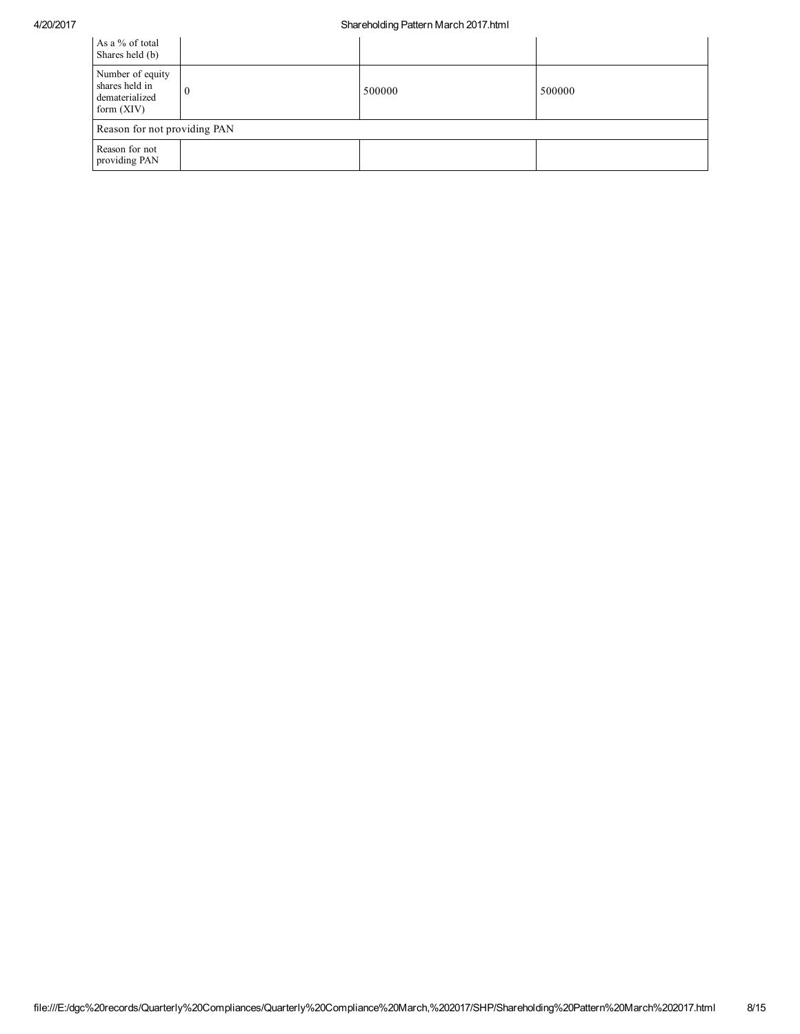| | | | |
|---|---|---|---|
| As a % of total Shares held (b) | | | |
| Number of equity shares held in dematerialized form (XIV) | 0 | 500000 | 500000 |
| Reason for not providing PAN | | | |
| Reason for not providing PAN | | | |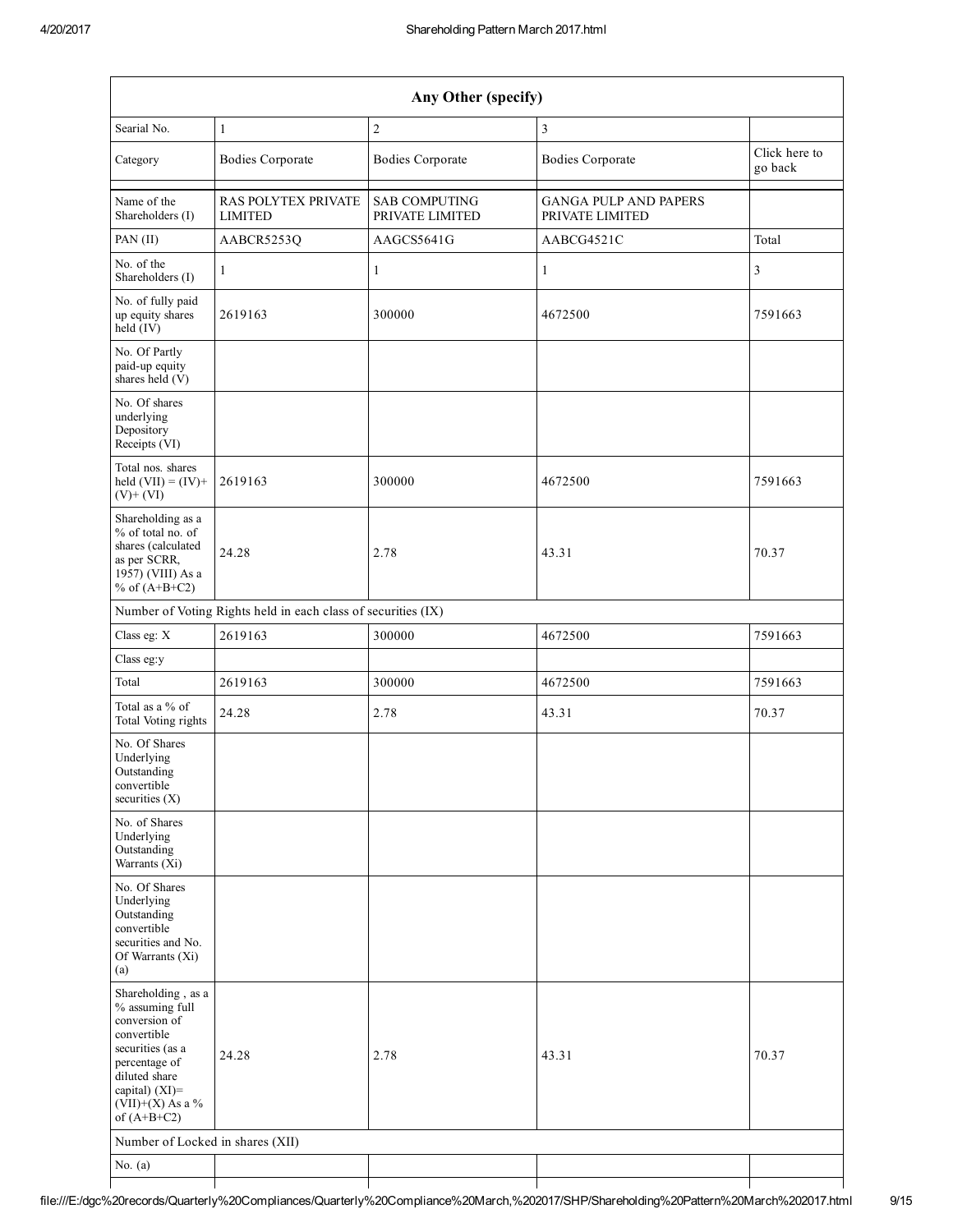| Any Other (specify) | | | | |
|---|---|---|---|---|
| Searial No. | 1 | 2 | 3 | |
| Category | Bodies Corporate | Bodies Corporate | Bodies Corporate | Click here to go back |
| Name of the Shareholders (I) | RAS POLYTEX PRIVATE LIMITED | SAB COMPUTING PRIVATE LIMITED | GANGA PULP AND PAPERS PRIVATE LIMITED | |
| PAN (II) | AABCR5253Q | AAGCS5641G | AABCG4521C | Total |
| No. of the Shareholders (I) | 1 | 1 | 1 | 3 |
| No. of fully paid up equity shares held (IV) | 2619163 | 300000 | 4672500 | 7591663 |
| No. Of Partly paid-up equity shares held (V) | | | | |
| No. Of shares underlying Depository Receipts (VI) | | | | |
| Total nos. shares held (VII) = (IV)+ (V)+ (VI) | 2619163 | 300000 | 4672500 | 7591663 |
| Shareholding as a % of total no. of shares (calculated as per SCRR, 1957) (VIII) As a % of (A+B+C2) | 24.28 | 2.78 | 43.31 | 70.37 |
| Number of Voting Rights held in each class of securities (IX) | | | | |
| Class eg: X | 2619163 | 300000 | 4672500 | 7591663 |
| Class eg:y | | | | |
| Total | 2619163 | 300000 | 4672500 | 7591663 |
| Total as a % of Total Voting rights | 24.28 | 2.78 | 43.31 | 70.37 |
| No. Of Shares Underlying Outstanding convertible securities (X) | | | | |
| No. of Shares Underlying Outstanding Warrants (Xi) | | | | |
| No. Of Shares Underlying Outstanding convertible securities and No. Of Warrants (Xi) (a) | | | | |
| Shareholding , as a % assuming full conversion of convertible securities (as a percentage of diluted share capital) (XI)= (VII)+(X) As a % of (A+B+C2) | 24.28 | 2.78 | 43.31 | 70.37 |
| Number of Locked in shares (XII) | | | | |
| No. (a) | | | | |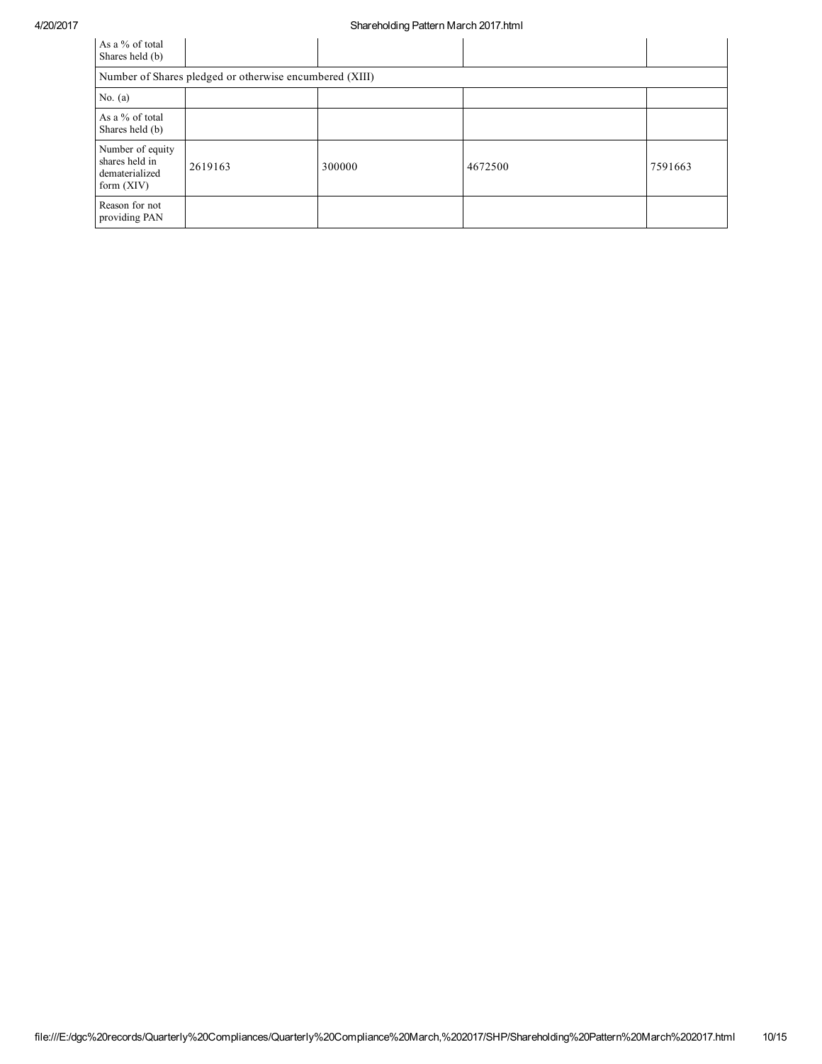| As a % of total Shares held (b) | | | | |
|---|---|---|---|---|
| Number of Shares pledged or otherwise encumbered (XIII) | | | | |
| No. (a) | | | | |
| As a % of total Shares held (b) | | | | |
| Number of equity shares held in dematerialized form (XIV) | 2619163 | 300000 | 4672500 | 7591663 |
| Reason for not providing PAN | | | | |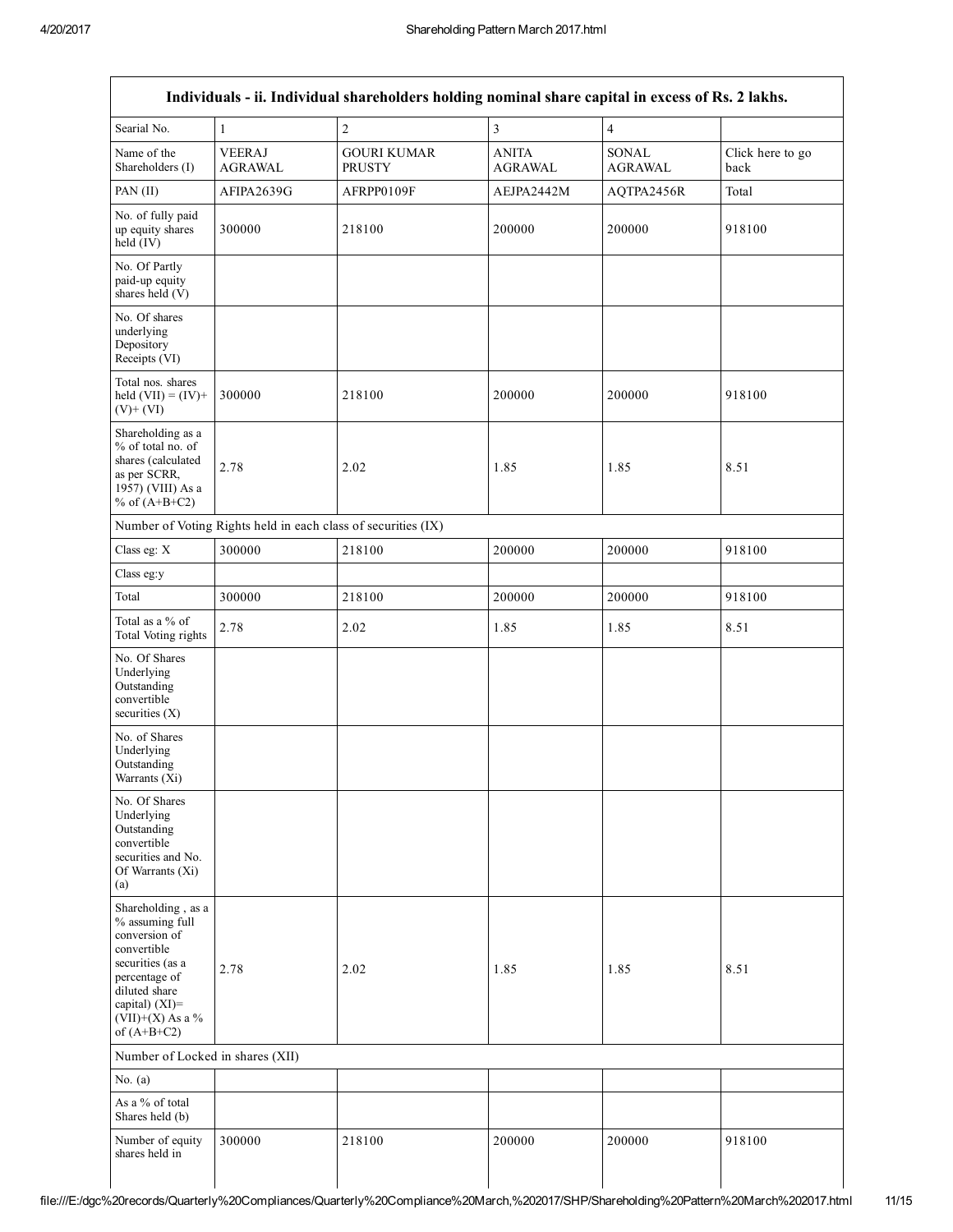| Individuals - ii. Individual shareholders holding nominal share capital in excess of Rs. 2 lakhs. | | | | | |
|---|---|---|---|---|---|
| Searial No. | 1 | 2 | 3 | 4 | |
| Name of the Shareholders (I) | VEERAJ AGRAWAL | GOURI KUMAR PRUSTY | ANITA AGRAWAL | SONAL AGRAWAL | Click here to go back |
| PAN (II) | AFIPA2639G | AFRPP0109F | AEJPA2442M | AQTPA2456R | Total |
| No. of fully paid up equity shares held (IV) | 300000 | 218100 | 200000 | 200000 | 918100 |
| No. Of Partly paid-up equity shares held (V) | | | | | |
| No. Of shares underlying Depository Receipts (VI) | | | | | |
| Total nos. shares held (VII) = (IV)+(V)+ (VI) | 300000 | 218100 | 200000 | 200000 | 918100 |
| Shareholding as a % of total no. of shares (calculated as per SCRR, 1957) (VIII) As a % of (A+B+C2) | 2.78 | 2.02 | 1.85 | 1.85 | 8.51 |
| Number of Voting Rights held in each class of securities (IX) | | | | | |
| Class eg: X | 300000 | 218100 | 200000 | 200000 | 918100 |
| Class eg:y | | | | | |
| Total | 300000 | 218100 | 200000 | 200000 | 918100 |
| Total as a % of Total Voting rights | 2.78 | 2.02 | 1.85 | 1.85 | 8.51 |
| No. Of Shares Underlying Outstanding convertible securities (X) | | | | | |
| No. of Shares Underlying Outstanding Warrants (Xi) | | | | | |
| No. Of Shares Underlying Outstanding convertible securities and No. Of Warrants (Xi) (a) | | | | | |
| Shareholding , as a % assuming full conversion of convertible securities (as a percentage of diluted share capital) (XI)= (VII)+(X) As a % of (A+B+C2) | 2.78 | 2.02 | 1.85 | 1.85 | 8.51 |
| Number of Locked in shares (XII) | | | | | |
| No. (a) | | | | | |
| As a % of total Shares held (b) | | | | | |
| Number of equity shares held in | 300000 | 218100 | 200000 | 200000 | 918100 |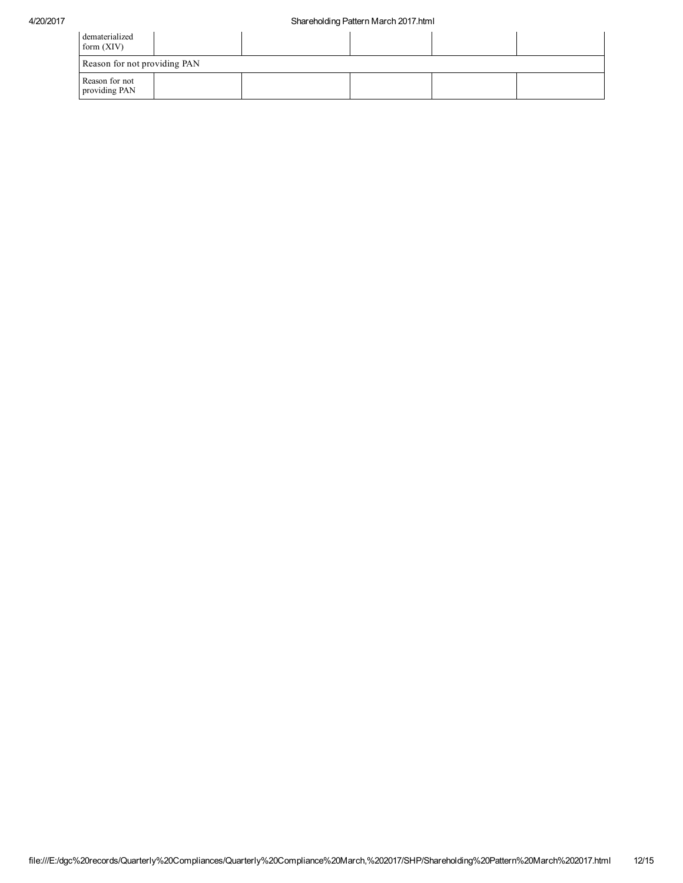| | | | | | |
|---|---|---|---|---|---|
| dematerialized form (XIV) | | | | | |
| Reason for not providing PAN | | | | | |
| Reason for not providing PAN | | | | | |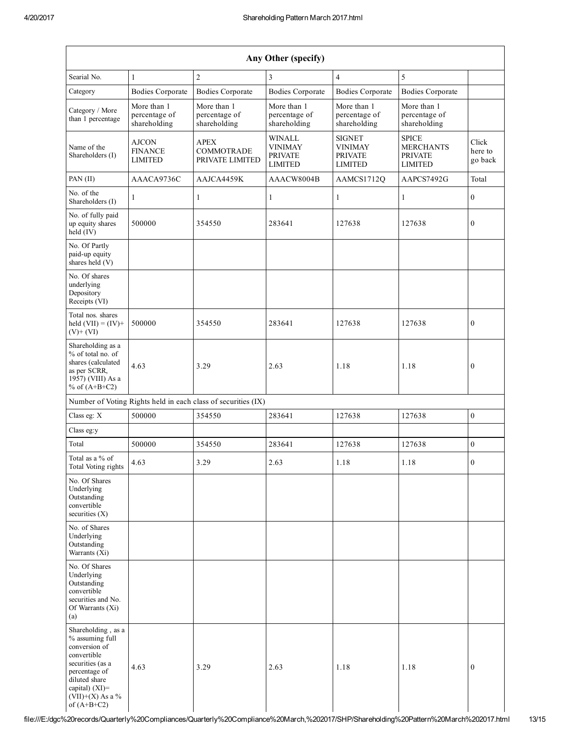| Any Other (specify) | | | | | | |
|---|---|---|---|---|---|---|
| Searial No. | 1 | 2 | 3 | 4 | 5 | |
| Category | Bodies Corporate | Bodies Corporate | Bodies Corporate | Bodies Corporate | Bodies Corporate | |
| Category / More than 1 percentage | More than 1 percentage of shareholding | More than 1 percentage of shareholding | More than 1 percentage of shareholding | More than 1 percentage of shareholding | More than 1 percentage of shareholding | |
| Name of the Shareholders (I) | AJCON FINANCE LIMITED | APEX COMMOTRADE PRIVATE LIMITED | WINALL VINIMAY PRIVATE LIMITED | SIGNET VINIMAY PRIVATE LIMITED | SPICE MERCHANTS PRIVATE LIMITED | Click here to go back |
| PAN (II) | AAACA9736C | AAJCA4459K | AAACW8004B | AAMCS1712Q | AAPCS7492G | Total |
| No. of the Shareholders (I) | 1 | 1 | 1 | 1 | 1 | 0 |
| No. of fully paid up equity shares held (IV) | 500000 | 354550 | 283641 | 127638 | 127638 | 0 |
| No. Of Partly paid-up equity shares held (V) | | | | | | |
| No. Of shares underlying Depository Receipts (VI) | | | | | | |
| Total nos. shares held (VII) = (IV)+ (V)+ (VI) | 500000 | 354550 | 283641 | 127638 | 127638 | 0 |
| Shareholding as a % of total no. of shares (calculated as per SCRR, 1957) (VIII) As a % of (A+B+C2) | 4.63 | 3.29 | 2.63 | 1.18 | 1.18 | 0 |
| Number of Voting Rights held in each class of securities (IX) | | | | | | |
| Class eg: X | 500000 | 354550 | 283641 | 127638 | 127638 | 0 |
| Class eg:y | | | | | | |
| Total | 500000 | 354550 | 283641 | 127638 | 127638 | 0 |
| Total as a % of Total Voting rights | 4.63 | 3.29 | 2.63 | 1.18 | 1.18 | 0 |
| No. Of Shares Underlying Outstanding convertible securities (X) | | | | | | |
| No. of Shares Underlying Outstanding Warrants (Xi) | | | | | | |
| No. Of Shares Underlying Outstanding convertible securities and No. Of Warrants (Xi) (a) | | | | | | |
| Shareholding , as a % assuming full conversion of convertible securities (as a percentage of diluted share capital) (XI)= (VII)+(X) As a % of (A+B+C2) | 4.63 | 3.29 | 2.63 | 1.18 | 1.18 | 0 |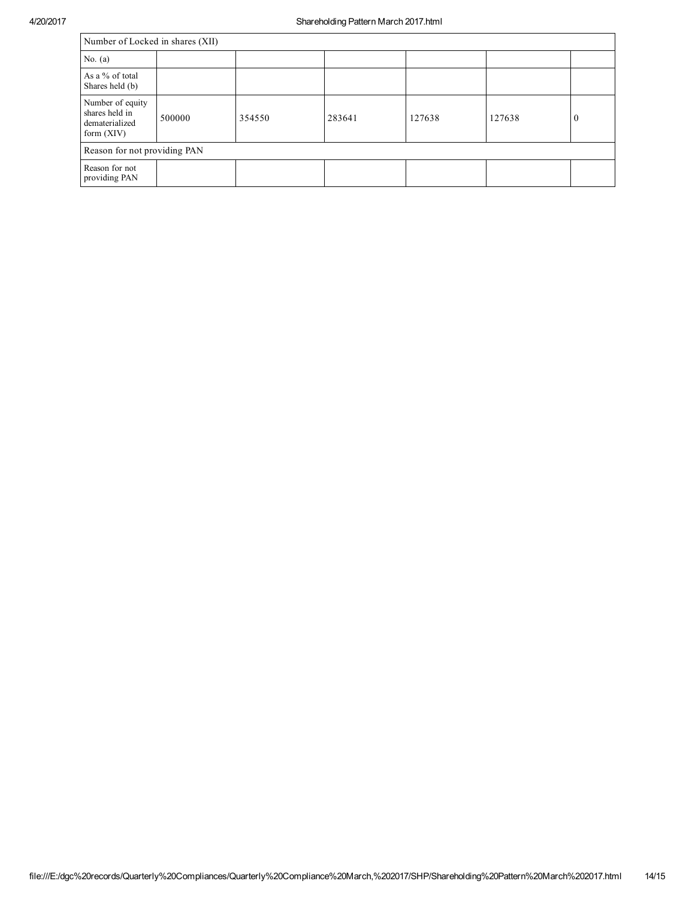| Number of Locked in shares (XII) | | | | | | |
|---|---|---|---|---|---|---|
| No. (a) | | | | | | |
| As a % of total Shares held (b) | | | | | | |
| Number of equity shares held in dematerialized form (XIV) | 500000 | 354550 | 283641 | 127638 | 127638 | 0 |
| Reason for not providing PAN | | | | | | |
| Reason for not providing PAN | | | | | | |